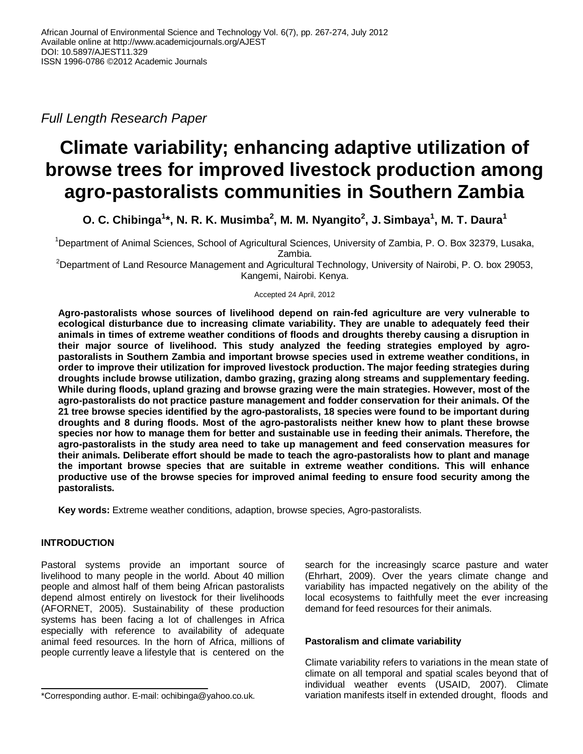*Full Length Research Paper*

# Climate variability; enhancing adaptive utilization of browse trees for improved livestock production among agro-pastoralists communities in Southern Zambia

**O. C. Chibinga[1]*, N. R. K. Musimba[2], M. M. Nyangito[2], J. Simbaya[1], M. T. Daura[1]**

[1]Department of Animal Sciences, School of Agricultural Sciences, University of Zambia, P. O. Box 32379, Lusaka, Zambia.

[2]Department of Land Resource Management and Agricultural Technology, University of Nairobi, P. O. box 29053, Kangemi, Nairobi. Kenya.

Accepted 24 April, 2012

**Agro-pastoralists whose sources of livelihood depend on rain-fed agriculture are very vulnerable to ecological disturbance due to increasing climate variability. They are unable to adequately feed their animals in times of extreme weather conditions of floods and droughts thereby causing a disruption in their major source of livelihood. This study analyzed the feeding strategies employed by agro-pastoralists in Southern Zambia and important browse species used in extreme weather conditions, in order to improve their utilization for improved livestock production. The major feeding strategies during droughts include browse utilization, dambo grazing, grazing along streams and supplementary feeding. While during floods, upland grazing and browse grazing were the main strategies. However, most of the agro-pastoralists do not practice pasture management and fodder conservation for their animals. Of the 21 tree browse species identified by the agro-pastoralists, 18 species were found to be important during droughts and 8 during floods. Most of the agro-pastoralists neither knew how to plant these browse species nor how to manage them for better and sustainable use in feeding their animals. Therefore, the agro-pastoralists in the study area need to take up management and feed conservation measures for their animals. Deliberate effort should be made to teach the agro-pastoralists how to plant and manage the important browse species that are suitable in extreme weather conditions. This will enhance productive use of the browse species for improved animal feeding to ensure food security among the pastoralists.**

**Key words:** Extreme weather conditions, adaption, browse species, Agro-pastoralists.

## INTRODUCTION

Pastoral systems provide an important source of livelihood to many people in the world. About 40 million people and almost half of them being African pastoralists depend almost entirely on livestock for their livelihoods (AFORNET, 2005). Sustainability of these production systems has been facing a lot of challenges in Africa especially with reference to availability of adequate animal feed resources. In the horn of Africa, millions of people currently leave a lifestyle that is centered on the search for the increasingly scarce pasture and water (Ehrhart, 2009). Over the years climate change and variability has impacted negatively on the ability of the local ecosystems to faithfully meet the ever increasing demand for feed resources for their animals.

### Pastoralism and climate variability

Climate variability refers to variations in the mean state of climate on all temporal and spatial scales beyond that of individual weather events (USAID, 2007). Climate variation manifests itself in extended drought, floods and

*Corresponding author. E-mail: ochibinga@yahoo.co.uk.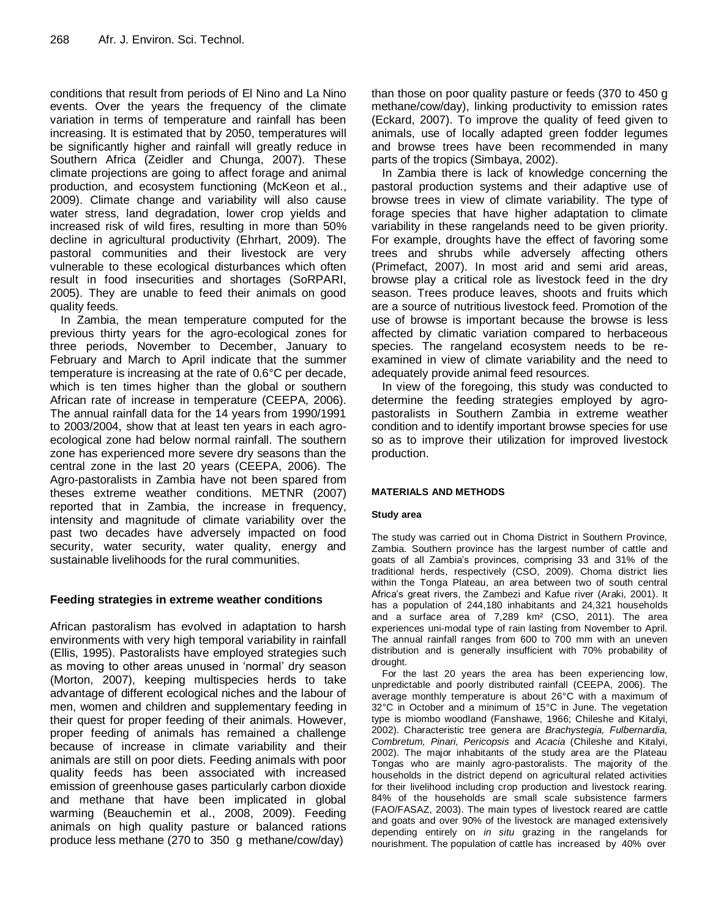conditions that result from periods of El Nino and La Nino events. Over the years the frequency of the climate variation in terms of temperature and rainfall has been increasing. It is estimated that by 2050, temperatures will be significantly higher and rainfall will greatly reduce in Southern Africa (Zeidler and Chunga, 2007). These climate projections are going to affect forage and animal production, and ecosystem functioning (McKeon et al., 2009). Climate change and variability will also cause water stress, land degradation, lower crop yields and increased risk of wild fires, resulting in more than 50% decline in agricultural productivity (Ehrhart, 2009). The pastoral communities and their livestock are very vulnerable to these ecological disturbances which often result in food insecurities and shortages (SoRPARI, 2005). They are unable to feed their animals on good quality feeds.

In Zambia, the mean temperature computed for the previous thirty years for the agro-ecological zones for three periods, November to December, January to February and March to April indicate that the summer temperature is increasing at the rate of 0.6°C per decade, which is ten times higher than the global or southern African rate of increase in temperature (CEEPA, 2006). The annual rainfall data for the 14 years from 1990/1991 to 2003/2004, show that at least ten years in each agro-ecological zone had below normal rainfall. The southern zone has experienced more severe dry seasons than the central zone in the last 20 years (CEEPA, 2006). The Agro-pastoralists in Zambia have not been spared from theses extreme weather conditions. METNR (2007) reported that in Zambia, the increase in frequency, intensity and magnitude of climate variability over the past two decades have adversely impacted on food security, water security, water quality, energy and sustainable livelihoods for the rural communities.

### Feeding strategies in extreme weather conditions

African pastoralism has evolved in adaptation to harsh environments with very high temporal variability in rainfall (Ellis, 1995). Pastoralists have employed strategies such as moving to other areas unused in 'normal' dry season (Morton, 2007), keeping multispecies herds to take advantage of different ecological niches and the labour of men, women and children and supplementary feeding in their quest for proper feeding of their animals. However, proper feeding of animals has remained a challenge because of increase in climate variability and their animals are still on poor diets. Feeding animals with poor quality feeds has been associated with increased emission of greenhouse gases particularly carbon dioxide and methane that have been implicated in global warming (Beauchemin et al., 2008, 2009). Feeding animals on high quality pasture or balanced rations produce less methane (270 to 350 g methane/cow/day) than those on poor quality pasture or feeds (370 to 450 g methane/cow/day), linking productivity to emission rates (Eckard, 2007). To improve the quality of feed given to animals, use of locally adapted green fodder legumes and browse trees have been recommended in many parts of the tropics (Simbaya, 2002).

In Zambia there is lack of knowledge concerning the pastoral production systems and their adaptive use of browse trees in view of climate variability. The type of forage species that have higher adaptation to climate variability in these rangelands need to be given priority. For example, droughts have the effect of favoring some trees and shrubs while adversely affecting others (Primefact, 2007). In most arid and semi arid areas, browse play a critical role as livestock feed in the dry season. Trees produce leaves, shoots and fruits which are a source of nutritious livestock feed. Promotion of the use of browse is important because the browse is less affected by climatic variation compared to herbaceous species. The rangeland ecosystem needs to be re-examined in view of climate variability and the need to adequately provide animal feed resources.

In view of the foregoing, this study was conducted to determine the feeding strategies employed by agro-pastoralists in Southern Zambia in extreme weather condition and to identify important browse species for use so as to improve their utilization for improved livestock production.

## MATERIALS AND METHODS

### Study area

The study was carried out in Choma District in Southern Province, Zambia. Southern province has the largest number of cattle and goats of all Zambia's provinces, comprising 33 and 31% of the traditional herds, respectively (CSO, 2009). Choma district lies within the Tonga Plateau, an area between two of south central Africa's great rivers, the Zambezi and Kafue river (Araki, 2001). It has a population of 244,180 inhabitants and 24,321 households and a surface area of 7,289 km² (CSO, 2011). The area experiences uni-modal type of rain lasting from November to April. The annual rainfall ranges from 600 to 700 mm with an uneven distribution and is generally insufficient with 70% probability of drought.

For the last 20 years the area has been experiencing low, unpredictable and poorly distributed rainfall (CEEPA, 2006). The average monthly temperature is about 26°C with a maximum of 32°C in October and a minimum of 15°C in June. The vegetation type is miombo woodland (Fanshawe, 1966; Chileshe and Kitalyi, 2002). Characteristic tree genera are *Brachystegia, Fulbernardia, Combretum, Pinari, Pericopsis* and *Acacia* (Chileshe and Kitalyi, 2002). The major inhabitants of the study area are the Plateau Tongas who are mainly agro-pastoralists. The majority of the households in the district depend on agricultural related activities for their livelihood including crop production and livestock rearing. 84% of the households are small scale subsistence farmers (FAO/FASAZ, 2003). The main types of livestock reared are cattle and goats and over 90% of the livestock are managed extensively depending entirely on *in situ* grazing in the rangelands for nourishment. The population of cattle has increased by 40% over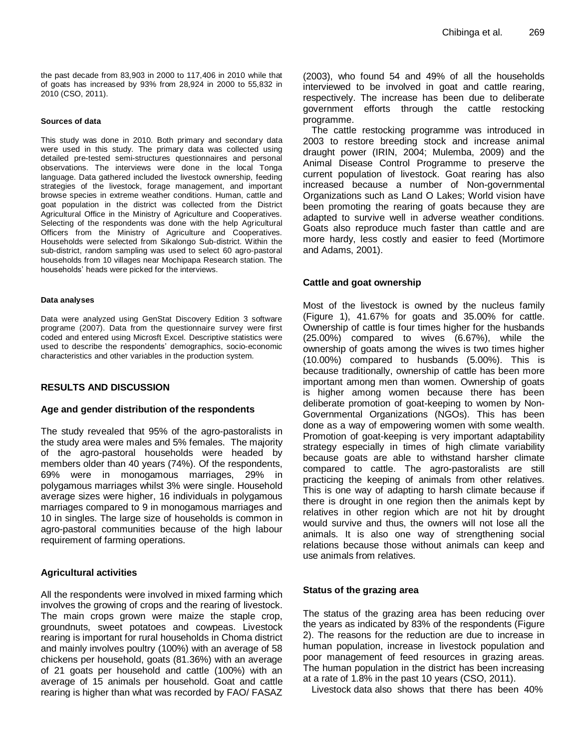the past decade from 83,903 in 2000 to 117,406 in 2010 while that of goats has increased by 93% from 28,924 in 2000 to 55,832 in 2010 (CSO, 2011).

#### Sources of data

This study was done in 2010. Both primary and secondary data were used in this study. The primary data was collected using detailed pre-tested semi-structures questionnaires and personal observations. The interviews were done in the local Tonga language. Data gathered included the livestock ownership, feeding strategies of the livestock, forage management, and important browse species in extreme weather conditions. Human, cattle and goat population in the district was collected from the District Agricultural Office in the Ministry of Agriculture and Cooperatives. Selecting of the respondents was done with the help Agricultural Officers from the Ministry of Agriculture and Cooperatives. Households were selected from Sikalongo Sub-district. Within the sub-district, random sampling was used to select 60 agro-pastoral households from 10 villages near Mochipapa Research station. The households' heads were picked for the interviews.

#### Data analyses

Data were analyzed using GenStat Discovery Edition 3 software programe (2007). Data from the questionnaire survey were first coded and entered using Microsft Excel. Descriptive statistics were used to describe the respondents' demographics, socio-economic characteristics and other variables in the production system.

## RESULTS AND DISCUSSION

### Age and gender distribution of the respondents

The study revealed that 95% of the agro-pastoralists in the study area were males and 5% females. The majority of the agro-pastoral households were headed by members older than 40 years (74%). Of the respondents, 69% were in monogamous marriages, 29% in polygamous marriages whilst 3% were single. Household average sizes were higher, 16 individuals in polygamous marriages compared to 9 in monogamous marriages and 10 in singles. The large size of households is common in agro-pastoral communities because of the high labour requirement of farming operations.

### Agricultural activities

All the respondents were involved in mixed farming which involves the growing of crops and the rearing of livestock. The main crops grown were maize the staple crop, groundnuts, sweet potatoes and cowpeas. Livestock rearing is important for rural households in Choma district and mainly involves poultry (100%) with an average of 58 chickens per household, goats (81.36%) with an average of 21 goats per household and cattle (100%) with an average of 15 animals per household. Goat and cattle rearing is higher than what was recorded by FAO/ FASAZ (2003), who found 54 and 49% of all the households interviewed to be involved in goat and cattle rearing, respectively. The increase has been due to deliberate government efforts through the cattle restocking programme.

The cattle restocking programme was introduced in 2003 to restore breeding stock and increase animal draught power (IRIN, 2004; Mulemba, 2009) and the Animal Disease Control Programme to preserve the current population of livestock. Goat rearing has also increased because a number of Non-governmental Organizations such as Land O Lakes; World vision have been promoting the rearing of goats because they are adapted to survive well in adverse weather conditions. Goats also reproduce much faster than cattle and are more hardy, less costly and easier to feed (Mortimore and Adams, 2001).

### Cattle and goat ownership

Most of the livestock is owned by the nucleus family (Figure 1), 41.67% for goats and 35.00% for cattle. Ownership of cattle is four times higher for the husbands (25.00%) compared to wives (6.67%), while the ownership of goats among the wives is two times higher (10.00%) compared to husbands (5.00%). This is because traditionally, ownership of cattle has been more important among men than women. Ownership of goats is higher among women because there has been deliberate promotion of goat-keeping to women by Non-Governmental Organizations (NGOs). This has been done as a way of empowering women with some wealth. Promotion of goat-keeping is very important adaptability strategy especially in times of high climate variability because goats are able to withstand harsher climate compared to cattle. The agro-pastoralists are still practicing the keeping of animals from other relatives. This is one way of adapting to harsh climate because if there is drought in one region then the animals kept by relatives in other region which are not hit by drought would survive and thus, the owners will not lose all the animals. It is also one way of strengthening social relations because those without animals can keep and use animals from relatives.

### Status of the grazing area

The status of the grazing area has been reducing over the years as indicated by 83% of the respondents (Figure 2). The reasons for the reduction are due to increase in human population, increase in livestock population and poor management of feed resources in grazing areas. The human population in the district has been increasing at a rate of 1.8% in the past 10 years (CSO, 2011).

Livestock data also shows that there has been 40%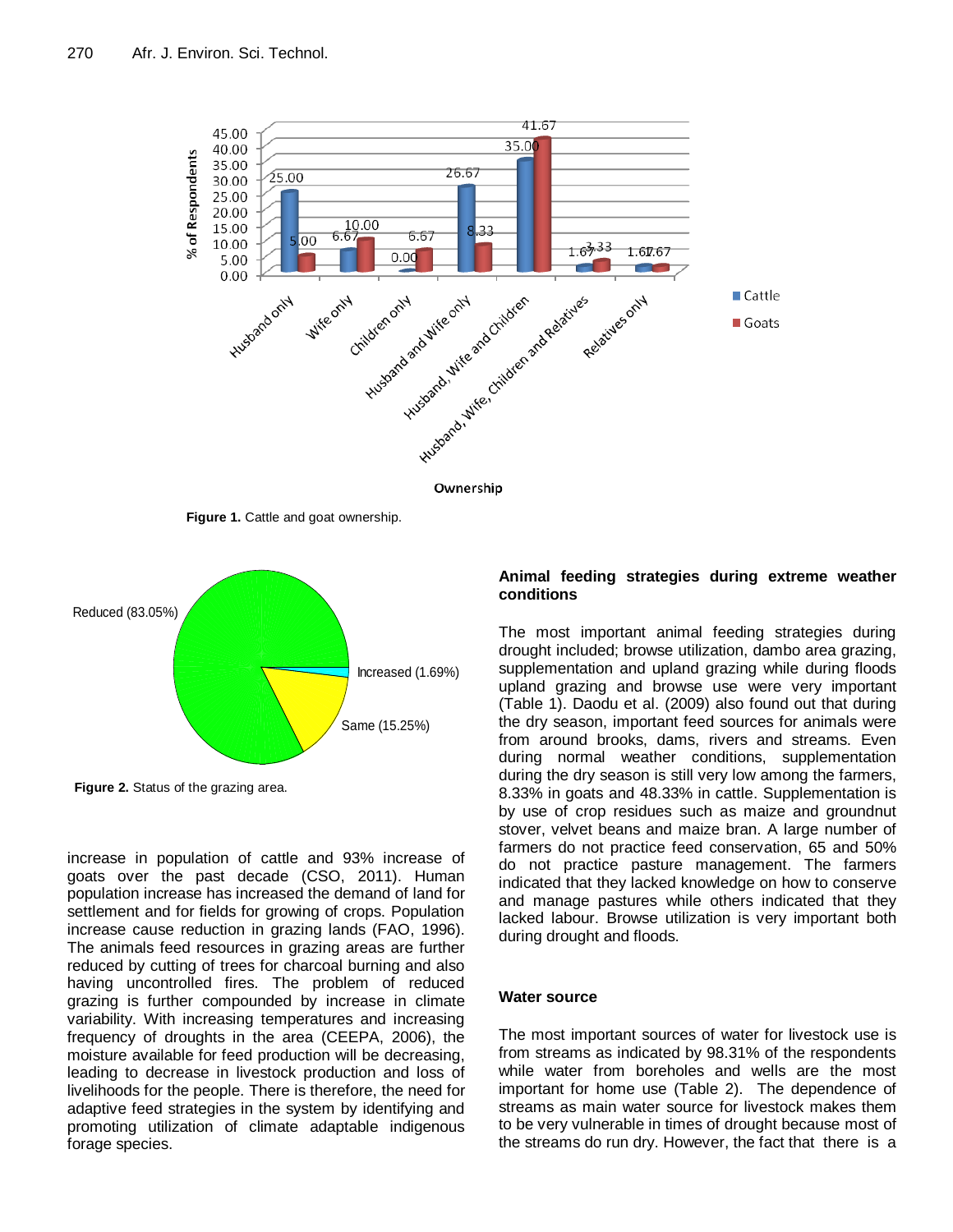Figure 1. Cattle and goat ownership.

Figure 2. Status of the grazing area.

increase in population of cattle and 93% increase of goats over the past decade (CSO, 2011). Human population increase has increased the demand of land for settlement and for fields for growing of crops. Population increase cause reduction in grazing lands (FAO, 1996). The animals feed resources in grazing areas are further reduced by cutting of trees for charcoal burning and also having uncontrolled fires. The problem of reduced grazing is further compounded by increase in climate variability. With increasing temperatures and increasing frequency of droughts in the area (CEEPA, 2006), the moisture available for feed production will be decreasing, leading to decrease in livestock production and loss of livelihoods for the people. There is therefore, the need for adaptive feed strategies in the system by identifying and promoting utilization of climate adaptable indigenous forage species.

### Animal feeding strategies during extreme weather conditions

The most important animal feeding strategies during drought included; browse utilization, dambo area grazing, supplementation and upland grazing while during floods upland grazing and browse use were very important (Table 1). Daodu et al. (2009) also found out that during the dry season, important feed sources for animals were from around brooks, dams, rivers and streams. Even during normal weather conditions, supplementation during the dry season is still very low among the farmers, 8.33% in goats and 48.33% in cattle. Supplementation is by use of crop residues such as maize and groundnut stover, velvet beans and maize bran. A large number of farmers do not practice feed conservation, 65 and 50% do not practice pasture management. The farmers indicated that they lacked knowledge on how to conserve and manage pastures while others indicated that they lacked labour. Browse utilization is very important both during drought and floods.

### Water source

The most important sources of water for livestock use is from streams as indicated by 98.31% of the respondents while water from boreholes and wells are the most important for home use (Table 2). The dependence of streams as main water source for livestock makes them to be very vulnerable in times of drought because most of the streams do run dry. However, the fact that there is a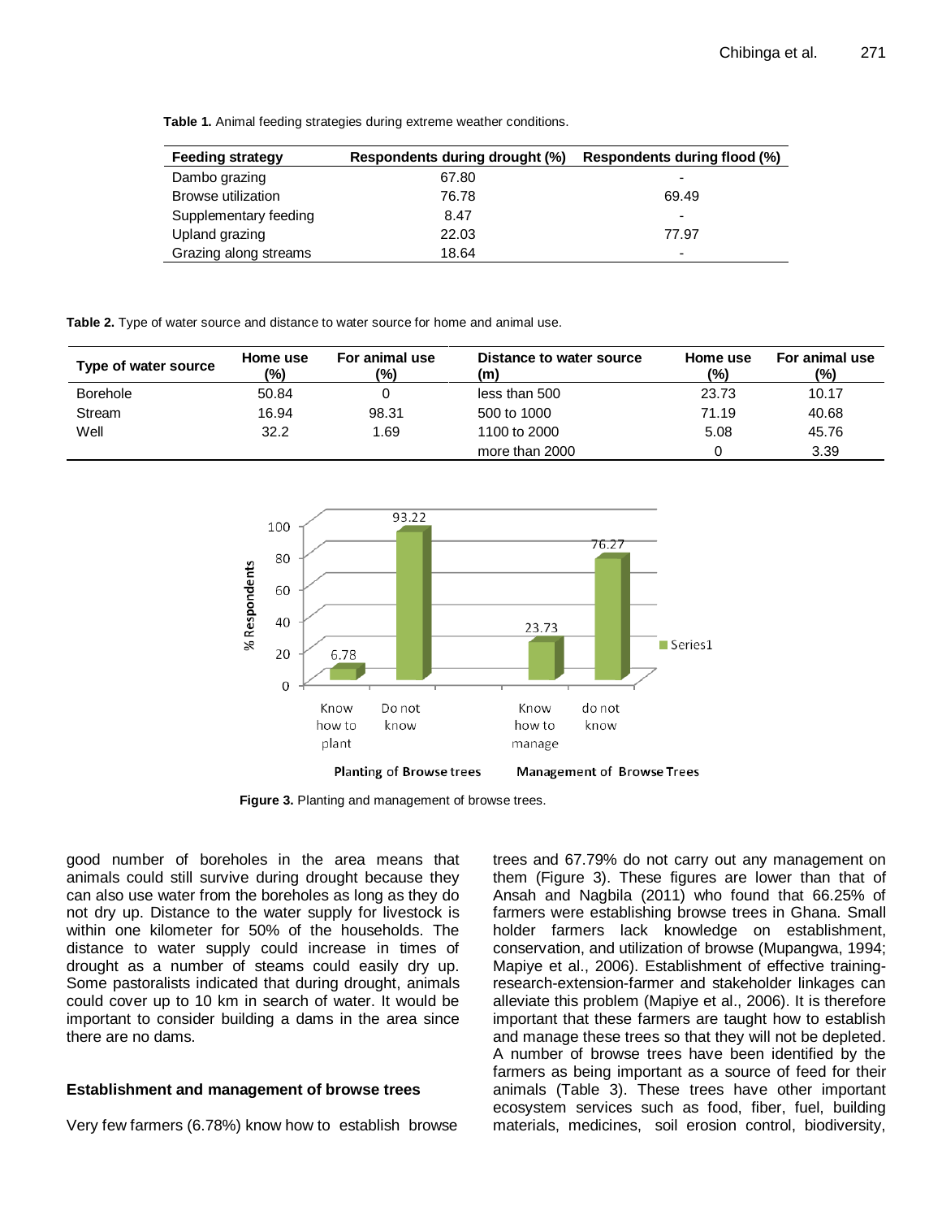**Table 1.** Animal feeding strategies during extreme weather conditions.

| Feeding strategy | Respondents during drought (%) | Respondents during flood (%) |
|---|---|---|
| Dambo grazing | 67.80 | - |
| Browse utilization | 76.78 | 69.49 |
| Supplementary feeding | 8.47 | - |
| Upland grazing | 22.03 | 77.97 |
| Grazing along streams | 18.64 | - |

**Table 2.** Type of water source and distance to water source for home and animal use.

| Type of water source | Home use (%) | For animal use (%) | Distance to water source (m) | Home use (%) | For animal use (%) |
|---|---|---|---|---|---|
| Borehole | 50.84 | 0 | less than 500 | 23.73 | 10.17 |
| Stream | 16.94 | 98.31 | 500 to 1000 | 71.19 | 40.68 |
| Well | 32.2 | 1.69 | 1100 to 2000 | 5.08 | 45.76 |
| | | | more than 2000 | 0 | 3.39 |

**Figure 3.** Planting and management of browse trees.

good number of boreholes in the area means that animals could still survive during drought because they can also use water from the boreholes as long as they do not dry up. Distance to the water supply for livestock is within one kilometer for 50% of the households. The distance to water supply could increase in times of drought as a number of steams could easily dry up. Some pastoralists indicated that during drought, animals could cover up to 10 km in search of water. It would be important to consider building a dams in the area since there are no dams.

### Establishment and management of browse trees

Very few farmers (6.78%) know how to establish browse trees and 67.79% do not carry out any management on them (Figure 3). These figures are lower than that of Ansah and Nagbila (2011) who found that 66.25% of farmers were establishing browse trees in Ghana. Small holder farmers lack knowledge on establishment, conservation, and utilization of browse (Mupangwa, 1994; Mapiye et al., 2006). Establishment of effective training-research-extension-farmer and stakeholder linkages can alleviate this problem (Mapiye et al., 2006). It is therefore important that these farmers are taught how to establish and manage these trees so that they will not be depleted. A number of browse trees have been identified by the farmers as being important as a source of feed for their animals (Table 3). These trees have other important ecosystem services such as food, fiber, fuel, building materials, medicines, soil erosion control, biodiversity,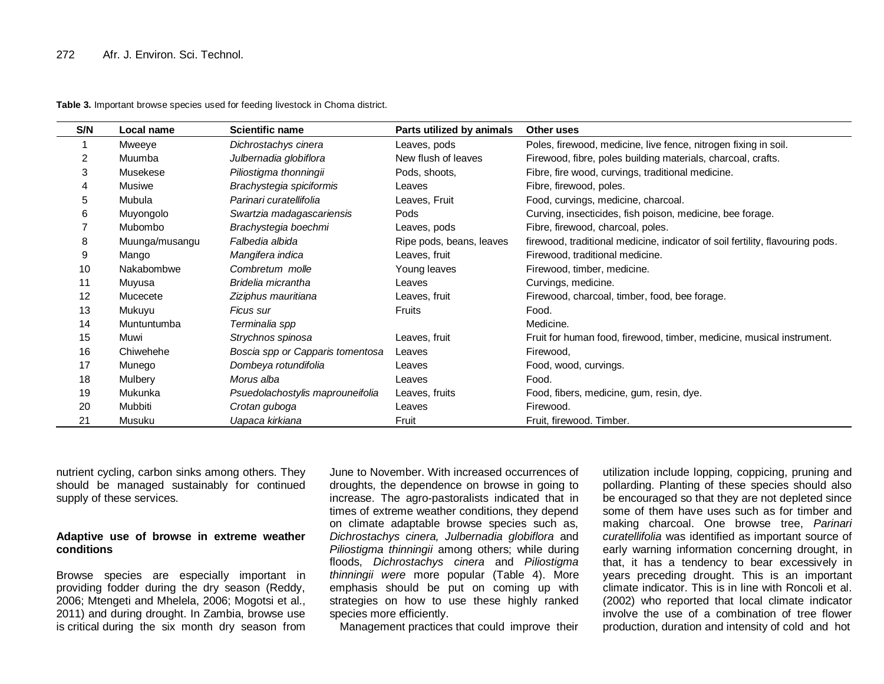**Table 3.** Important browse species used for feeding livestock in Choma district.

| S/N | Local name | Scientific name | Parts utilized by animals | Other uses |
|---|---|---|---|---|
| 1 | Mweeye | *Dichrostachys cinera* | Leaves, pods | Poles, firewood, medicine, live fence, nitrogen fixing in soil. |
| 2 | Muumba | *Julbernadia globiflora* | New flush of leaves | Firewood, fibre, poles building materials, charcoal, crafts. |
| 3 | Musekese | *Piliostigma thonningii* | Pods, shoots, | Fibre, fire wood, curvings, traditional medicine. |
| 4 | Musiwe | *Brachystegia spiciformis* | Leaves | Fibre, firewood, poles. |
| 5 | Mubula | *Parinari curatellifolia* | Leaves, Fruit | Food, curvings, medicine, charcoal. |
| 6 | Muyongolo | *Swartzia madagascariensis* | Pods | Curving, insecticides, fish poison, medicine, bee forage. |
| 7 | Mubombo | *Brachystegia boechmi* | Leaves, pods | Fibre, firewood, charcoal, poles. |
| 8 | Muunga/musangu | *Falbedia albida* | Ripe pods, beans, leaves | firewood, traditional medicine, indicator of soil fertility, flavouring pods. |
| 9 | Mango | *Mangifera indica* | Leaves, fruit | Firewood, traditional medicine. |
| 10 | Nakabombwe | *Combretum molle* | Young leaves | Firewood, timber, medicine. |
| 11 | Muyusa | *Bridelia micrantha* | Leaves | Curvings, medicine. |
| 12 | Mucecete | *Ziziphus mauritiana* | Leaves, fruit | Firewood, charcoal, timber, food, bee forage. |
| 13 | Mukuyu | *Ficus sur* | Fruits | Food. |
| 14 | Muntuntumba | *Terminalia spp* | | Medicine. |
| 15 | Muwi | *Strychnos spinosa* | Leaves, fruit | Fruit for human food, firewood, timber, medicine, musical instrument. |
| 16 | Chiwehehe | *Boscia spp or Capparis tomentosa* | Leaves | Firewood, |
| 17 | Munego | *Dombeya rotundifolia* | Leaves | Food, wood, curvings. |
| 18 | Mulbery | *Morus alba* | Leaves | Food. |
| 19 | Mukunka | *Psuedolachostylis maprouneifolia* | Leaves, fruits | Food, fibers, medicine, gum, resin, dye. |
| 20 | Mubbiti | *Crotan guboga* | Leaves | Firewood. |
| 21 | Musuku | *Uapaca kirkiana* | Fruit | Fruit, firewood. Timber. |

nutrient cycling, carbon sinks among others. They should be managed sustainably for continued supply of these services.

### Adaptive use of browse in extreme weather conditions

Browse species are especially important in providing fodder during the dry season (Reddy, 2006; Mtengeti and Mhelela, 2006; Mogotsi et al., 2011) and during drought. In Zambia, browse use is critical during the six month dry season from June to November. With increased occurrences of droughts, the dependence on browse in going to increase. The agro-pastoralists indicated that in times of extreme weather conditions, they depend on climate adaptable browse species such as, *Dichrostachys cinera, Julbernadia globiflora* and *Piliostigma thinningii* among others; while during floods, *Dichrostachys cinera* and *Piliostigma thinningii were* more popular (Table 4). More emphasis should be put on coming up with strategies on how to use these highly ranked species more efficiently.

Management practices that could improve their utilization include lopping, coppicing, pruning and pollarding. Planting of these species should also be encouraged so that they are not depleted since some of them have uses such as for timber and making charcoal. One browse tree, *Parinari curatellifolia* was identified as important source of early warning information concerning drought, in that, it has a tendency to bear excessively in years preceding drought. This is an important climate indicator. This is in line with Roncoli et al. (2002) who reported that local climate indicator involve the use of a combination of tree flower production, duration and intensity of cold and hot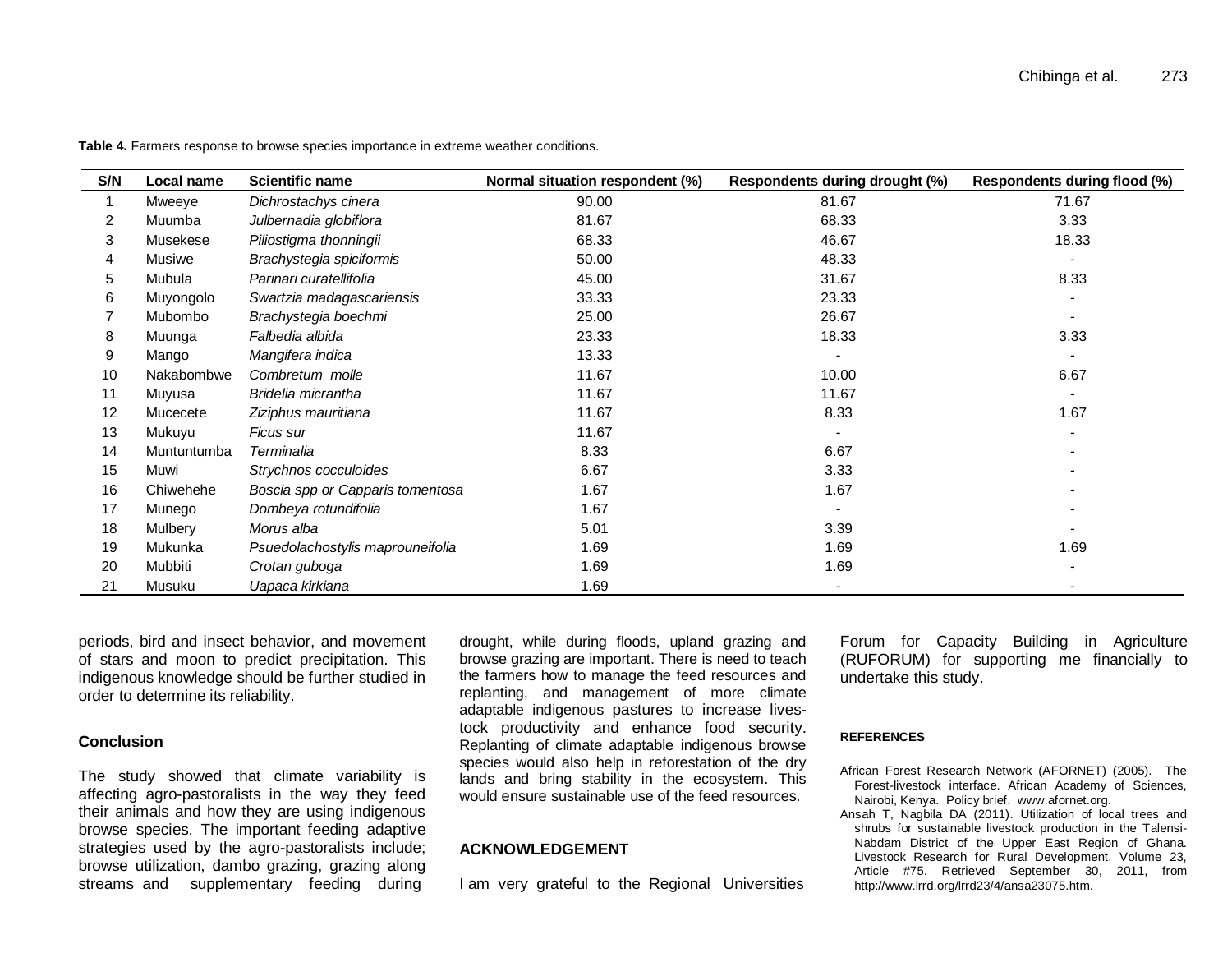**Table 4.** Farmers response to browse species importance in extreme weather conditions.

| S/N | Local name | Scientific name | Normal situation respondent (%) | Respondents during drought (%) | Respondents during flood (%) |
|---|---|---|---|---|---|
| 1 | Mweeye | *Dichrostachys cinera* | 90.00 | 81.67 | 71.67 |
| 2 | Muumba | *Julbernadia globiflora* | 81.67 | 68.33 | 3.33 |
| 3 | Musekese | *Piliostigma thonningii* | 68.33 | 46.67 | 18.33 |
| 4 | Musiwe | *Brachystegia spiciformis* | 50.00 | 48.33 | - |
| 5 | Mubula | *Parinari curatellifolia* | 45.00 | 31.67 | 8.33 |
| 6 | Muyongolo | *Swartzia madagascariensis* | 33.33 | 23.33 | - |
| 7 | Mubombo | *Brachystegia boechmi* | 25.00 | 26.67 | - |
| 8 | Muunga | *Falbedia albida* | 23.33 | 18.33 | 3.33 |
| 9 | Mango | *Mangifera indica* | 13.33 | - | - |
| 10 | Nakabombwe | *Combretum molle* | 11.67 | 10.00 | 6.67 |
| 11 | Muyusa | *Bridelia micrantha* | 11.67 | 11.67 | - |
| 12 | Mucecete | *Ziziphus mauritiana* | 11.67 | 8.33 | 1.67 |
| 13 | Mukuyu | *Ficus sur* | 11.67 | - | - |
| 14 | Muntuntumba | *Terminalia* | 8.33 | 6.67 | - |
| 15 | Muwi | *Strychnos cocculoides* | 6.67 | 3.33 | - |
| 16 | Chiwehehe | *Boscia spp or Capparis tomentosa* | 1.67 | 1.67 | - |
| 17 | Munego | *Dombeya rotundifolia* | 1.67 | - | - |
| 18 | Mulbery | *Morus alba* | 5.01 | 3.39 | - |
| 19 | Mukunka | *Psuedolachostylis maprouneifolia* | 1.69 | 1.69 | 1.69 |
| 20 | Mubbiti | *Crotan guboga* | 1.69 | 1.69 | - |
| 21 | Musuku | *Uapaca kirkiana* | 1.69 | - | - |

periods, bird and insect behavior, and movement of stars and moon to predict precipitation. This indigenous knowledge should be further studied in order to determine its reliability.

## Conclusion

The study showed that climate variability is affecting agro-pastoralists in the way they feed their animals and how they are using indigenous browse species. The important feeding adaptive strategies used by the agro-pastoralists include; browse utilization, dambo grazing, grazing along streams and supplementary feeding during drought, while during floods, upland grazing and browse grazing are important. There is need to teach the farmers how to manage the feed resources and replanting, and management of more climate adaptable indigenous pastures to increase livestock productivity and enhance food security. Replanting of climate adaptable indigenous browse species would also help in reforestation of the dry lands and bring stability in the ecosystem. This would ensure sustainable use of the feed resources.

## ACKNOWLEDGEMENT

I am very grateful to the Regional Universities Forum for Capacity Building in Agriculture (RUFORUM) for supporting me financially to undertake this study.

## REFERENCES

African Forest Research Network (AFORNET) (2005). The Forest-livestock interface. African Academy of Sciences, Nairobi, Kenya. Policy brief. www.afornet.org.

Ansah T, Nagbila DA (2011). Utilization of local trees and shrubs for sustainable livestock production in the Talensi-Nabdam District of the Upper East Region of Ghana. Livestock Research for Rural Development. Volume 23, Article #75. Retrieved September 30, 2011, from http://www.lrrd.org/lrrd23/4/ansa23075.htm.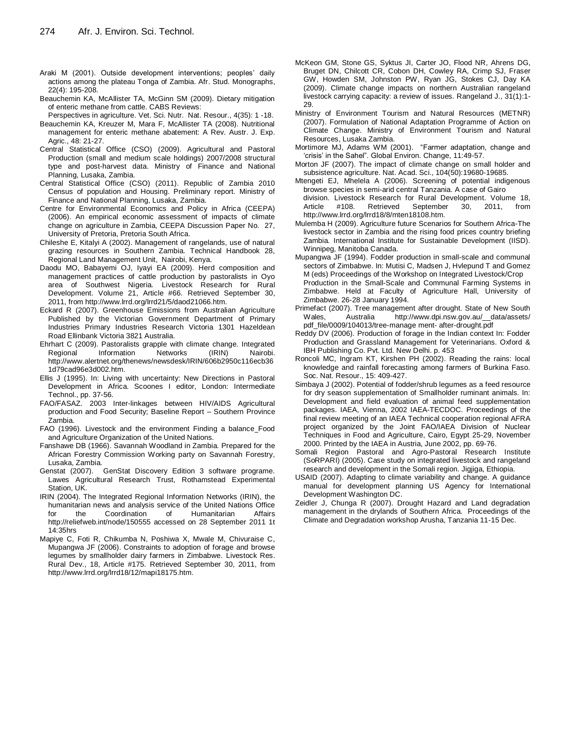Araki M (2001). Outside development interventions; peoples' daily actions among the plateau Tonga of Zambia. Afr. Stud. Monographs, 22(4): 195-208.

Beauchemin KA, McAllister TA, McGinn SM (2009). Dietary mitigation of enteric methane from cattle. CABS Reviews: Perspectives in agriculture. Vet. Sci. Nutr. Nat. Resour., 4(35): 1 -18.

Beauchemin KA, Kreuzer M, Mara F, McAllister TA (2008). Nutritional management for enteric methane abatement: A Rev. Austr. J. Exp. Agric., 48: 21-27.

Central Statistical Office (CSO) (2009). Agricultural and Pastoral Production (small and medium scale holdings) 2007/2008 structural type and post-harvest data. Ministry of Finance and National Planning, Lusaka, Zambia.

Central Statistical Office (CSO) (2011). Republic of Zambia 2010 Census of population and Housing. Preliminary report. Ministry of Finance and National Planning, Lusaka, Zambia.

Centre for Environmental Economics and Policy in Africa (CEEPA) (2006). An empirical economic assessment of impacts of climate change on agriculture in Zambia, CEEPA Discussion Paper No. 27, University of Pretoria, Pretoria South Africa.

Chileshe E, Kitalyi A (2002). Management of rangelands, use of natural grazing resources in Southern Zambia. Technical Handbook 28, Regional Land Management Unit, Nairobi, Kenya.

Daodu MO, Babayemi OJ, Iyayi EA (2009). Herd composition and management practices of cattle production by pastoralists in Oyo area of Southwest Nigeria. Livestock Research for Rural Development. Volume 21, Article #66. Retrieved September 30, 2011, from http://www.lrrd.org/lrrd21/5/daod21066.htm.

Eckard R (2007). Greenhouse Emissions from Australian Agriculture Published by the Victorian Government Department of Primary Industries Primary Industries Research Victoria 1301 Hazeldean Road Ellinbank Victoria 3821 Australia.

Ehrhart C (2009). Pastoralists grapple with climate change. Integrated Regional Information Networks (IRIN) Nairobi. http://www.alertnet.org/thenews/newsdesk/IRIN/606b2950c116ecb36 1d79cad96e3d002.htm.

Ellis J (1995). In: Living with uncertainty: New Directions in Pastoral Development in Africa. Scoones I editor, London: Intermediate Technol., pp. 37-56.

FAO/FASAZ. 2003 Inter-linkages between HIV/AIDS Agricultural production and Food Security; Baseline Report – Southern Province Zambia.

FAO (1996). Livestock and the environment Finding a balance_Food and Agriculture Organization of the United Nations.

Fanshawe DB (1966). Savannah Woodland in Zambia. Prepared for the African Forestry Commission Working party on Savannah Forestry, Lusaka, Zambia.

Genstat (2007). GenStat Discovery Edition 3 software programe. Lawes Agricultural Research Trust, Rothamstead Experimental Station, UK.

IRIN (2004). The Integrated Regional Information Networks (IRIN), the humanitarian news and analysis service of the United Nations Office for the Coordination of Humanitarian Affairs http://reliefweb.int/node/150555 accessed on 28 September 2011 1t 14:35hrs

Mapiye C, Foti R, Chikumba N, Poshiwa X, Mwale M, Chivuraise C, Mupangwa JF (2006). Constraints to adoption of forage and browse legumes by smallholder dairy farmers in Zimbabwe. Livestock Res. Rural Dev., 18, Article #175. Retrieved September 30, 2011, from http://www.lrrd.org/lrrd18/12/mapi18175.htm.

McKeon GM, Stone GS, Syktus JI, Carter JO, Flood NR, Ahrens DG, Bruget DN, Chilcott CR, Cobon DH, Cowley RA, Crimp SJ, Fraser GW, Howden SM, Johnston PW, Ryan JG, Stokes CJ, Day KA (2009). Climate change impacts on northern Australian rangeland livestock carrying capacity: a review of issues. Rangeland J., 31(1):1-29.

Ministry of Environment Tourism and Natural Resources (METNR) (2007). Formulation of National Adaptation Programme of Action on Climate Change. Ministry of Environment Tourism and Natural Resources, Lusaka Zambia.

Mortimore MJ, Adams WM (2001). "Farmer adaptation, change and 'crisis' in the Sahel". Global Environ. Change, 11:49-57.

Morton JF (2007). The impact of climate change on small holder and subsistence agriculture. Nat. Acad. Sci., 104(50):19680-19685.

Mtengeti EJ, Mhelela A (2006). Screening of potential indigenous browse species in semi-arid central Tanzania. A case of Gairo division. Livestock Research for Rural Development. Volume 18, Article #108. Retrieved September 30, 2011, from http://www.lrrd.org/lrrd18/8/mten18108.htm.

Mulemba H (2009). Agriculture future Scenarios for Southern Africa-The livestock sector in Zambia and the rising food prices country briefing Zambia. International Institute for Sustainable Development (IISD). Winnipeg, Manitoba Canada.

Mupangwa JF (1994). Fodder production in small-scale and communal sectors of Zimbabwe. In: Mutisi C, Madsen J, Hvlepund T and Gomez M (eds) Proceedings of the Workshop on Integrated Livestock/Crop Production in the Small-Scale and Communal Farming Systems in Zimbabwe. Held at Faculty of Agriculture Hall, University of Zimbabwe. 26-28 January 1994.

Primefact (2007). Tree management after drought. State of New South Wales, Australia http://www.dpi.nsw.gov.au/__data/assets/ pdf_file/0009/104013/tree-manage ment- after-drought.pdf

Reddy DV (2006). Production of forage in the Indian context In: Fodder Production and Grassland Management for Veterinarians. Oxford & IBH Publishing Co. Pvt. Ltd. New Delhi. p. 453

Roncoli MC, Ingram KT, Kirshen PH (2002). Reading the rains: local knowledge and rainfall forecasting among farmers of Burkina Faso. Soc. Nat. Resour., 15: 409-427.

Simbaya J (2002). Potential of fodder/shrub legumes as a feed resource for dry season supplementation of Smallholder ruminant animals. In: Development and field evaluation of animal feed supplementation packages. IAEA, Vienna, 2002 IAEA-TECDOC. Proceedings of the final review meeting of an IAEA Technical cooperation regional AFRA project organized by the Joint FAO/IAEA Division of Nuclear Techniques in Food and Agriculture, Cairo, Egypt 25-29, November 2000. Printed by the IAEA in Austria, June 2002, pp. 69-76.

Somali Region Pastoral and Agro-Pastoral Research Institute (SoRPARI) (2005). Case study on integrated livestock and rangeland research and development in the Somali region. Jigjiga, Ethiopia.

USAID (2007). Adapting to climate variability and change. A guidance manual for development planning US Agency for International Development Washington DC.

Zeidler J, Chunga R (2007). Drought Hazard and Land degradation management in the drylands of Southern Africa. Proceedings of the Climate and Degradation workshop Arusha, Tanzania 11-15 Dec.